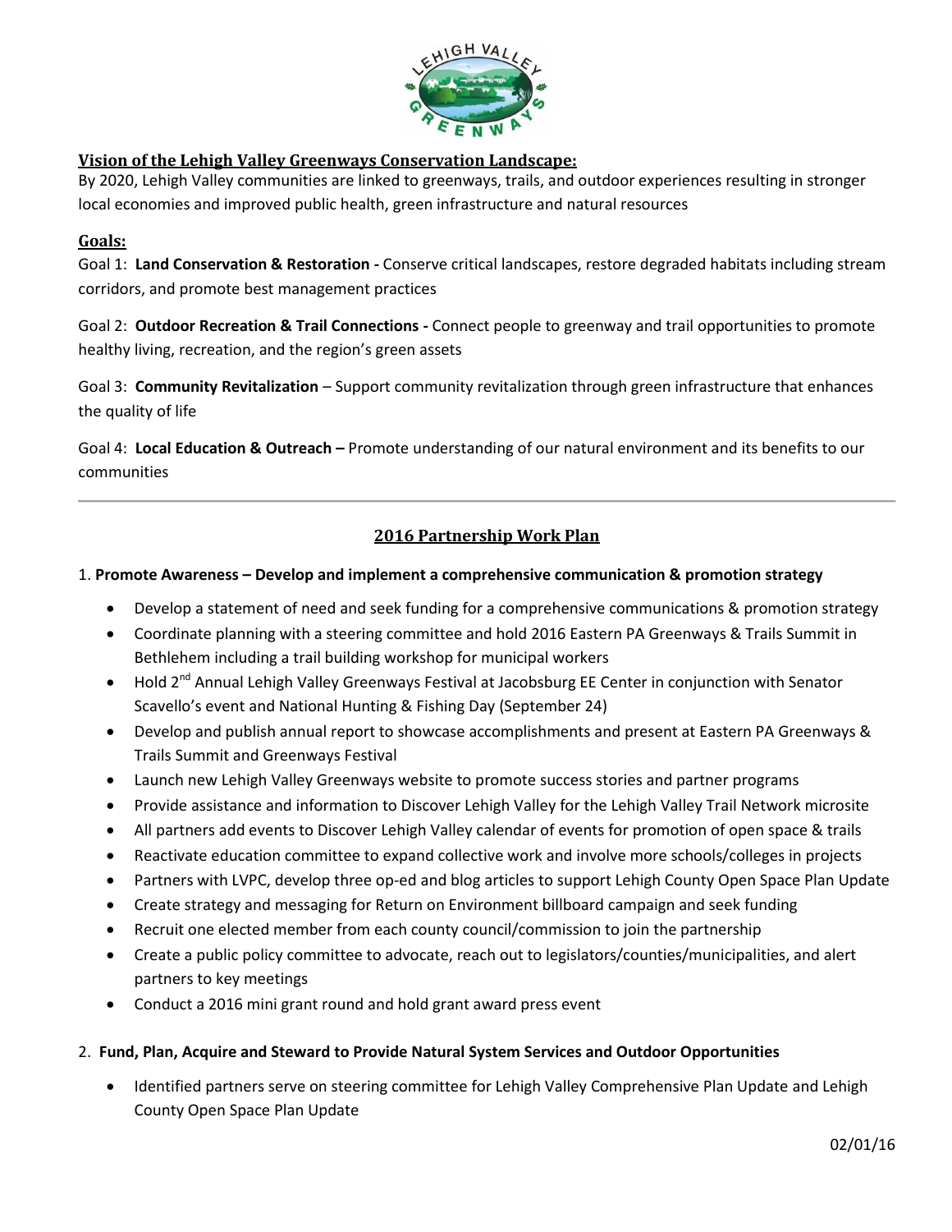**Vision of the Lehigh Valley Greenways Conservation Landscape:**

By 2020, Lehigh Valley communities are linked to greenways, trails, and outdoor experiences resulting in stronger local economies and improved public health, green infrastructure and natural resources

**Goals:**

Goal 1: **Land Conservation & Restoration -** Conserve critical landscapes, restore degraded habitats including stream corridors, and promote best management practices

Goal 2: **Outdoor Recreation & Trail Connections -** Connect people to greenway and trail opportunities to promote healthy living, recreation, and the region's green assets

Goal 3: **Community Revitalization** – Support community revitalization through green infrastructure that enhances the quality of life

Goal 4: **Local Education & Outreach –** Promote understanding of our natural environment and its benefits to our communities

---

## 2016 Partnership Work Plan

1. **Promote Awareness – Develop and implement a comprehensive communication & promotion strategy**

- Develop a statement of need and seek funding for a comprehensive communications & promotion strategy
- Coordinate planning with a steering committee and hold 2016 Eastern PA Greenways & Trails Summit in Bethlehem including a trail building workshop for municipal workers
- Hold 2nd Annual Lehigh Valley Greenways Festival at Jacobsburg EE Center in conjunction with Senator Scavello's event and National Hunting & Fishing Day (September 24)
- Develop and publish annual report to showcase accomplishments and present at Eastern PA Greenways & Trails Summit and Greenways Festival
- Launch new Lehigh Valley Greenways website to promote success stories and partner programs
- Provide assistance and information to Discover Lehigh Valley for the Lehigh Valley Trail Network microsite
- All partners add events to Discover Lehigh Valley calendar of events for promotion of open space & trails
- Reactivate education committee to expand collective work and involve more schools/colleges in projects
- Partners with LVPC, develop three op-ed and blog articles to support Lehigh County Open Space Plan Update
- Create strategy and messaging for Return on Environment billboard campaign and seek funding
- Recruit one elected member from each county council/commission to join the partnership
- Create a public policy committee to advocate, reach out to legislators/counties/municipalities, and alert partners to key meetings
- Conduct a 2016 mini grant round and hold grant award press event

2. **Fund, Plan, Acquire and Steward to Provide Natural System Services and Outdoor Opportunities**

- Identified partners serve on steering committee for Lehigh Valley Comprehensive Plan Update and Lehigh County Open Space Plan Update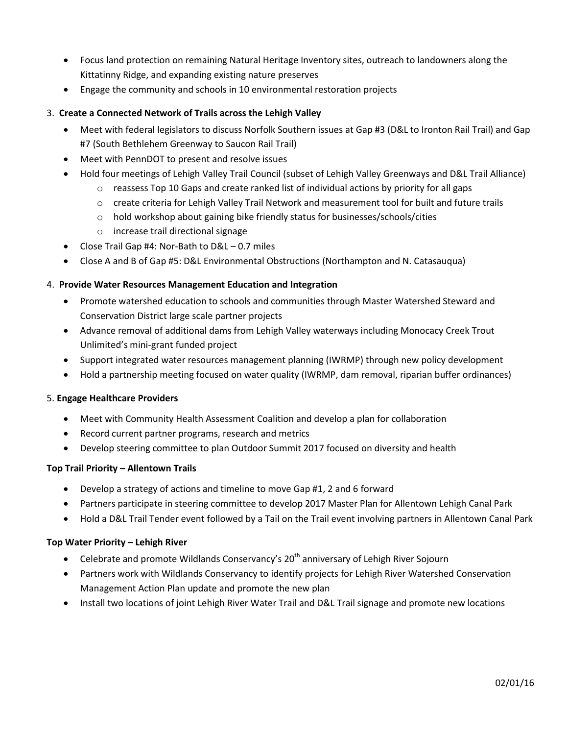- Focus land protection on remaining Natural Heritage Inventory sites, outreach to landowners along the Kittatinny Ridge, and expanding existing nature preserves
- Engage the community and schools in 10 environmental restoration projects

3. **Create a Connected Network of Trails across the Lehigh Valley**
   - Meet with federal legislators to discuss Norfolk Southern issues at Gap #3 (D&L to Ironton Rail Trail) and Gap #7 (South Bethlehem Greenway to Saucon Rail Trail)
   - Meet with PennDOT to present and resolve issues
   - Hold four meetings of Lehigh Valley Trail Council (subset of Lehigh Valley Greenways and D&L Trail Alliance)
     - reassess Top 10 Gaps and create ranked list of individual actions by priority for all gaps
     - create criteria for Lehigh Valley Trail Network and measurement tool for built and future trails
     - hold workshop about gaining bike friendly status for businesses/schools/cities
     - increase trail directional signage
   - Close Trail Gap #4: Nor-Bath to D&L – 0.7 miles
   - Close A and B of Gap #5: D&L Environmental Obstructions (Northampton and N. Catasauqua)

4. **Provide Water Resources Management Education and Integration**
   - Promote watershed education to schools and communities through Master Watershed Steward and Conservation District large scale partner projects
   - Advance removal of additional dams from Lehigh Valley waterways including Monocacy Creek Trout Unlimited's mini-grant funded project
   - Support integrated water resources management planning (IWRMP) through new policy development
   - Hold a partnership meeting focused on water quality (IWRMP, dam removal, riparian buffer ordinances)

5. **Engage Healthcare Providers**
   - Meet with Community Health Assessment Coalition and develop a plan for collaboration
   - Record current partner programs, research and metrics
   - Develop steering committee to plan Outdoor Summit 2017 focused on diversity and health

**Top Trail Priority – Allentown Trails**

- Develop a strategy of actions and timeline to move Gap #1, 2 and 6 forward
- Partners participate in steering committee to develop 2017 Master Plan for Allentown Lehigh Canal Park
- Hold a D&L Trail Tender event followed by a Tail on the Trail event involving partners in Allentown Canal Park

**Top Water Priority – Lehigh River**

- Celebrate and promote Wildlands Conservancy's 20th anniversary of Lehigh River Sojourn
- Partners work with Wildlands Conservancy to identify projects for Lehigh River Watershed Conservation Management Action Plan update and promote the new plan
- Install two locations of joint Lehigh River Water Trail and D&L Trail signage and promote new locations

02/01/16